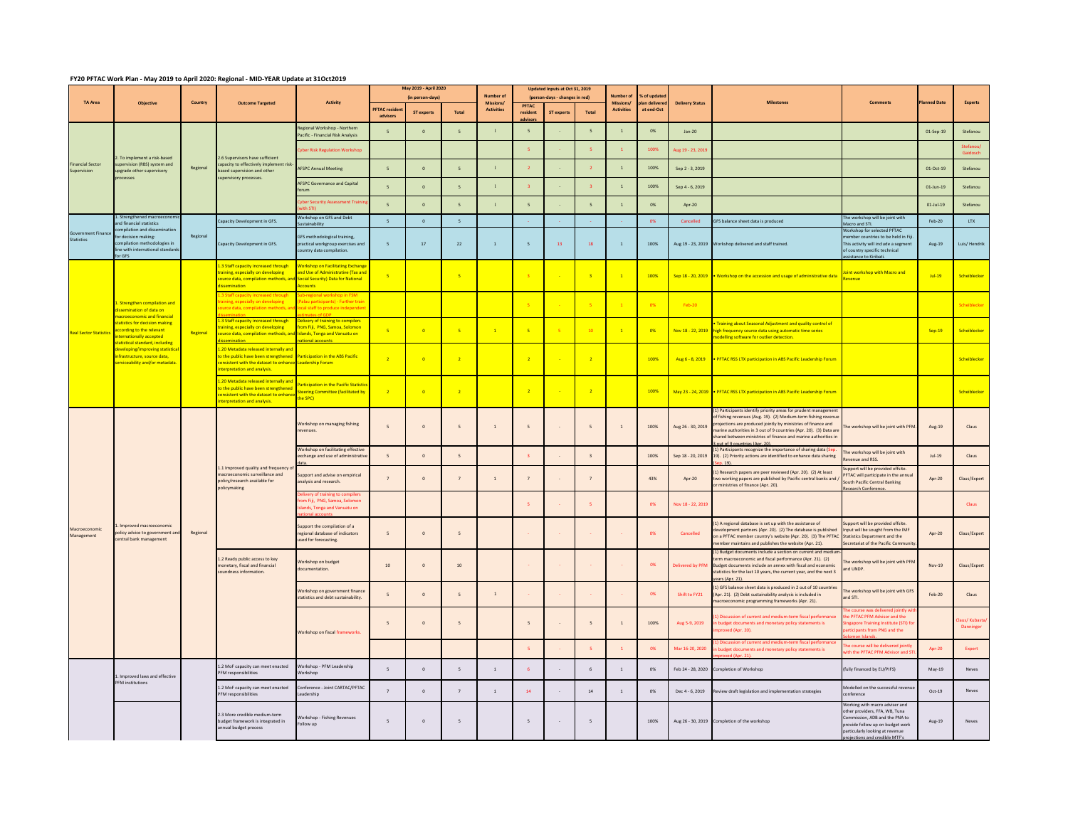# FY20 PFTAC Work Plan - May 2019 to April 2020: Regional - MID-YEAR Update at 31Oct2019

| TA Area | Objective | Country | Outcome Targeted | Activity | May 2019 - April 2020 (in person-days) | | | Number of Missions/ Activities | Updated inputs at Oct 31, 2019 (person-days - changes in red) | | | Number of Missions/ Activities | % of updated plan delivered at end-Oct | Delivery Status | Milestones | Comments | Planned Date | Experts |
|---|---|---|---|---|---|---|---|---|---|---|---|---|---|---|---|---|---|---|
| | | | | | PFTAC resident advisors | ST experts | Total | | PFTAC resident advisors | ST experts | Total | | | | | | | |
| Financial Sector Supervision | 2. To implement a risk-based supervision (RBS) system and upgrade other supervisory processes | Regional | 2.6 Supervisors have sufficient capacity to effectively implement risk-based supervision and other supervisory processes. | Regional Workshop - Northern Pacific - Financial Risk Analysis | 5 | 0 | 5 | I | 5 | - | 5 | 1 | 0% | Jan-20 | | | 01-Sep-19 | Stefanou |
| | | | | Cyber Risk Regulation Workshop | | | | | 5 | - | 5 | 1 | 100% | Aug 19 - 23, 2019 | | | | Stefanou/ Gaidosch |
| | | | | AFSPC Annual Meeting | 5 | 0 | 5 | I | 2 | - | 2 | 1 | 100% | Sep 2 - 3, 2019 | | | 01-Oct-19 | Stefanou |
| | | | | AFSPC Governance and Capital forum | 5 | 0 | 5 | I | 3 | - | 3 | 1 | 100% | Sep 4 - 6, 2019 | | | 01-Jun-19 | Stefanou |
| | | | | Cyber Security Assessment Training (with STI) | 5 | 0 | 5 | I | 5 | - | 5 | 1 | 0% | Apr-20 | | | 01-Jul-19 | Stefanou |
| Government Finance Statistics | 1. Strengthened macroeconomic and financial statistics compilation and dissemination for decision making: compilation methodologies in line with international standards for GFS | Regional | Capacity Development in GFS. | Workshop on GFS and Debt Sustainability | 5 | 0 | 5 | | - | - | - | - | 0% | Cancelled | GFS balance sheet data is produced | The workshop will be joint with Macro and STI. | Feb-20 | LTX |
| | | | Capacity Development in GFS. | GFS methodological training, practical workgroup exercises and country data compilation. | 5 | 17 | 22 | 1 | 5 | 13 | 18 | 1 | 100% | Aug 19 - 23, 2019 | Workshop delivered and staff trained. | Workshop for selected PFTAC member countries to be held in Fiji. This activity will include a segment of country specific technical assistance to Kiribati. | Aug-19 | Luis/ Hendrik |
| Real Sector Statistics | 1. Strengthen compilation and dissemination of data on macroeconomic and financial statistics for decision making according to the relevant internationally accepted statistical standard, including developing/improving statistical infrastructure, source data, serviceability and/or metadata. | Regional | 1.3 Staff capacity increased through training, especially on developing source data, compilation methods, and dissemination | Workshop on Facilitating Exchange and Use of Administrative (Tax and Social Security) Data for National Accounts | 5 | | 5 | | 3 | - | 3 | 1 | 100% | Sep 18 - 20, 2019 | • Workshop on the accession and usage of administrative data | Joint workshop with Macro and Revenue | Jul-19 | Scheiblecker |
| | | | 1.3 Staff capacity increased through training, especially on developing source data, compilation methods, and dissemination | Sub-regional workshop in FSM (Palau participants) - Further train local staff to produce independent estimates of GDP | | | | | 5 | - | 5 | 1 | 0% | Feb-20 | | | | Scheiblecker |
| | | | 1.3 Staff capacity increased through training, especially on developing source data, compilation methods, and dissemination | Delivery of training to compilers from Fiji, PNG, Samoa, Solomon Islands, Tonga and Vanuatu on national accounts | 5 | 0 | 5 | 1 | 5 | 5 | 10 | 1 | 0% | Nov 18 - 22, 2019 | • Training about Seasonal Adjustment and quality control of high frequency source data using automatic time series modelling software for outlier detection. | | Sep-19 | Scheiblecker |
| | | | 1.20 Metadata released internally and to the public have been strengthened consistent with the dataset to enhance interpretation and analysis. | Participation in the ABS Pacific Leadership Forum | 2 | 0 | 2 | | 2 | - | 2 | | 100% | Aug 6 - 8, 2019 | • PFTAC RSS LTX participation in ABS Pacific Leadership Forum | | | Scheiblecker |
| | | | 1.20 Metadata released internally and to the public have been strengthened consistent with the dataset to enhance interpretation and analysis. | Participation in the Pacific Statistics Steering Committee (facilitated by the SPC) | 2 | 0 | 2 | | 2 | - | 2 | | 100% | May 23 - 24, 2019 | • PFTAC RSS LTX participation in ABS Pacific Leadership Forum | | | Scheiblecker |
| Macroeconomic Management | 1. Improved macroeconomic policy advice to government and central bank management | Regional | 1.1 Improved quality and frequency of macroeconomic surveillance and policy/research available for policymaking | Workshop on managing fishing revenues. | 5 | 0 | 5 | 1 | 5 | - | 5 | 1 | 100% | Aug 26 - 30, 2019 | (1) Participants identify priority areas for prudent management of fishing revenues (Aug. 19). (2) Medium-term fishing revenue projections are produced jointly by ministries of finance and marine authorities in 3 out of 9 countries (Apr. 20). (3) Data are shared between ministries of finance and marine authorities in 3 out of 9 countries (Apr. 20). | The workshop will be joint with PFM. | Aug-19 | Claus |
| | | | | Workshop on facilitating effective exchange and use of administrative data. | 5 | 0 | 5 | | 3 | - | 3 | | 100% | Sep 18 - 20, 2019 | (1) Participants recognize the importance of sharing data (Sep. 19). (2) Priority actions are identified to enhance data sharing (Sep. 19). | The workshop will be joint with Revenue and RSS. | Jul-19 | Claus |
| | | | | Support and advise on empirical analysis and research. | 7 | 0 | 7 | 1 | 7 | - | 7 | | 43% | Apr-20 | (1) Research papers are peer reviewed (Apr. 20). (2) At least two working papers are published by Pacific central banks and / or ministries of finance (Apr. 20). | Support will be provided offsite. PFTAC will participate in the annual South Pacific Central Banking Research Conference. | Apr-20 | Claus/Expert |
| | | | | Delivery of training to compilers from Fiji, PNG, Samoa, Solomon Islands, Tonga and Vanuatu on national accounts | | | | | 5 | - | 5 | | 0% | Nov 18 - 22, 2019 | | | | Claus |
| | | | | Support the compilation of a regional database of indicators used for forecasting. | 5 | 0 | 5 | | - | - | - | - | 0% | Cancelled | (1) A regional database is set up with the assistance of development partners (Apr. 20). (2) The database is published on a PFTAC member country's website (Apr. 20). (3) The PFTAC member maintains and publishes the website (Apr. 21). | Support will be provided offsite. Input will be sought from the IMF Statistics Department and the Secretariat of the Pacific Community. | Apr-20 | Claus/Expert |
| | | | 1.2 Ready public access to key monetary, fiscal and financial soundness information. | Workshop on budget documentation. | 10 | 0 | 10 | | - | - | - | - | 0% | Delivered by PFM | (1) Budget documents include a section on current and medium-term macroeconomic and fiscal performance (Apr. 21). (2) Budget documents include an annex with fiscal and economic statistics for the last 10 years, the current year, and the next 3 years (Apr. 21). | The workshop will be joint with PFM and UNDP. | Nov-19 | Claus/Expert |
| | | | | Workshop on government finance statistics and debt sustainability. | 5 | 0 | 5 | 1 | - | - | - | - | 0% | Shift to FY21 | (1) GFS balance sheet data is produced in 2 out of 10 countries (Apr. 21). (2) Debt sustainability analysis is included in macroeconomic programming frameworks (Apr. 21). | The workshop will be joint with GFS and STI. | Feb-20 | Claus |
| | | | | Workshop on fiscal frameworks. | 5 | 0 | 5 | | 5 | - | 5 | 1 | 100% | Aug 5-9, 2019 | (1) Discussion of current and medium-term fiscal performance in budget documents and monetary policy statements is improved (Apr. 20). | The course was delivered jointly with the PFTAC PFM Advisor and the Singapore Training Institute (STI) for participants from PNG and the Solomon Islands. | | Claus/ Kubasta/ Danninger |
| | | | | | | | | | 5 | - | 5 | 1 | 0% | Mar 16-20, 2020 | (1) Discussion of current and medium-term fiscal performance in budget documents and monetary policy statements is improved (Apr. 21). | The course will be delivered jointly with the PFTAC PFM Advisor and STI. | Apr-20 | Expert |
| | 1. Improved laws and effective PFM institutions | | 1.2 MoF capacity can meet enacted PFM responsibilities | Workshop - PFM Leadership Workshop | 5 | 0 | 5 | 1 | 6 | - | 6 | 1 | 0% | Feb 24 - 28, 2020 | Completion of Workshop | (fully financed by EU/PIFS) | May-19 | Neves |
| | | | 1.2 MoF capacity can meet enacted PFM responsibilities | Conference - Joint CARTAC/PFTAC Leadership | 7 | 0 | 7 | 1 | 14 | - | 14 | 1 | 0% | Dec 4 - 6, 2019 | Review draft legislation and implementation strategies | Modelled on the successful revenue conference | Oct-19 | Neves |
| | | | 2.3 More credible medium-term budget framework is integrated in annual budget process | Workshop - Fishing Revenues Follow up | 5 | 0 | 5 | | 5 | - | 5 | | 100% | Aug 26 - 30, 2019 | Completion of the workshop | Working with macro adviser and other providers, FFA, WB, Tuna Commission, ADB and the PNA to provide follow up on budget work particularly looking at revenue projections and credible MTF's | Aug-19 | Neves |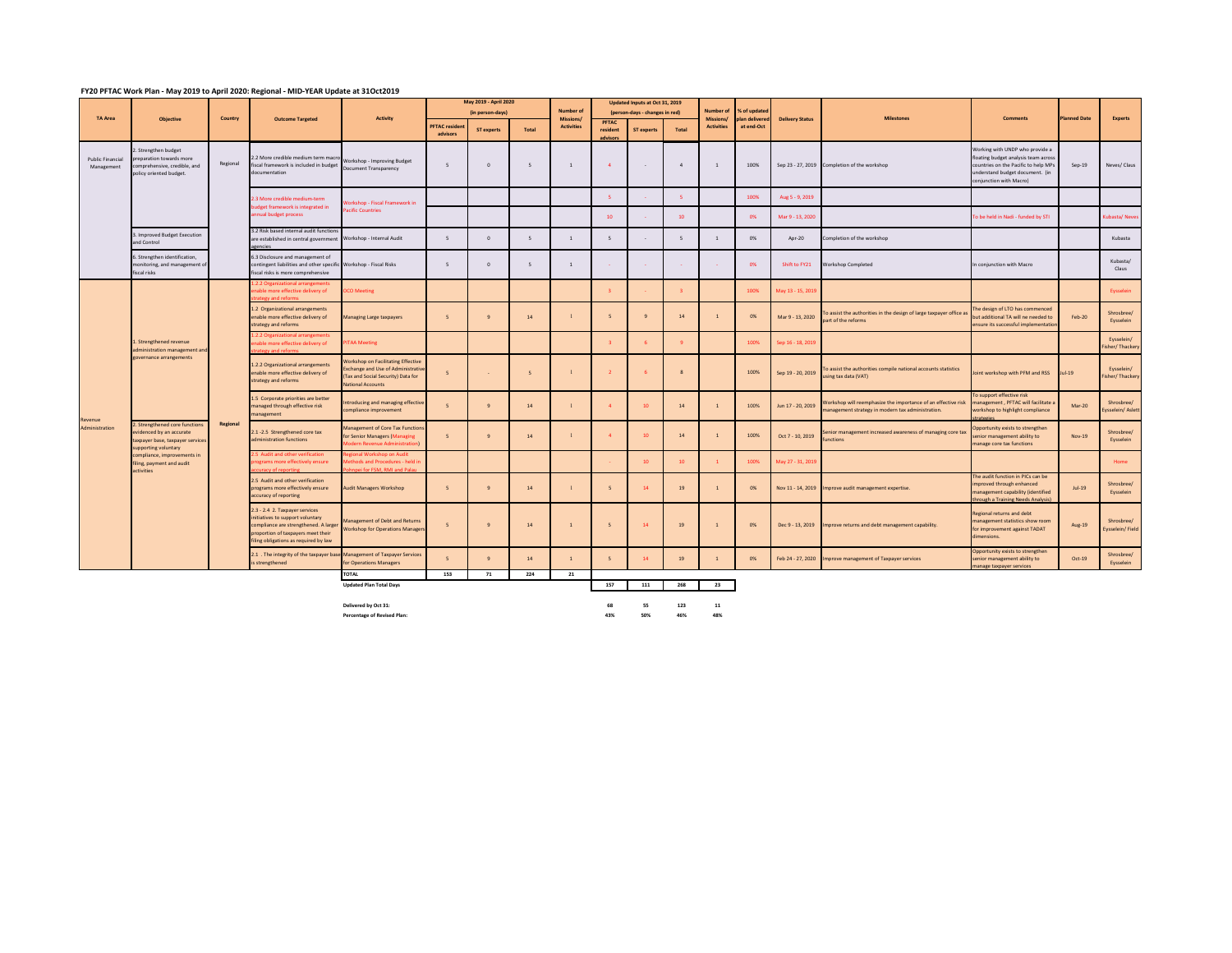## FY20 PFTAC Work Plan - May 2019 to April 2020: Regional - MID-YEAR Update at 31Oct2019

| TA Area | Objective | Country | Outcome Targeted | Activity | May 2019 - April 2020 (in person-days) | | | Number of Missions/ Activities | Updated inputs at Oct 31, 2019 (person-days - changes in red) | | | Number of Missions/ Activities | % of updated plan delivered at end-Oct | Delivery Status | Milestones | Comments | Planned Date | Experts |
|---|---|---|---|---|---|---|---|---|---|---|---|---|---|---|---|---|---|---|
| | | | | | PFTAC resident advisors | ST experts | Total | | PFTAC resident advisors | ST experts | Total | | | | | | | |
| Public Financial Management | 2. Strengthen budget preparation towards more comprehensive, credible, and policy oriented budget. | Regional | 2.2 More credible medium term macro fiscal framework is included in budget documentation | Workshop - Improving Budget Document Transparency | 5 | 0 | 5 | 1 | 4 | - | 4 | 1 | 100% | Sep 23 - 27, 2019 | Completion of the workshop | Working with UNDP who provide a floating budget analysis team across countries on the Pacific to help MPs understand budget document. (in conjunction with Macro) | Sep-19 | Neves/ Claus |
| | | | 2.3 More credible medium-term budget framework is integrated in annual budget process | Workshop - Fiscal Framework in Pacific Countries | | | | | 5 | - | 5 | | 100% | Aug 5 - 9, 2019 | | | | |
| | | | | | | | | | 10 | - | 10 | | 0% | Mar 9 - 13, 2020 | | To be held in Nadi - funded by STI | | Kubasta/ Neves |
| | 3. Improved Budget Execution and Control | | 3.2 Risk based internal audit functions are established in central government agencies | Workshop - Internal Audit | 5 | 0 | 5 | 1 | 5 | - | 5 | 1 | 0% | Apr-20 | Completion of the workshop | | | Kubasta |
| | 6. Strengthen identification, monitoring, and management of fiscal risks | | 6.3 Disclosure and management of contingent liabilities and other specific fiscal risks is more comprehensive | Workshop - Fiscal Risks | 5 | 0 | 5 | 1 | - | - | - | - | 0% | Shift to FY21 | Workshop Completed | In conjunction with Macro | | Kubasta/ Claus |
| Revenue Administration | 1. Strengthened revenue administration management and governance arrangements | Regional | 1.2.2 Organizational arrangements enable more effective delivery of strategy and reforms | OCO Meeting | | | | | 3 | - | 3 | | 100% | May 13 - 15, 2019 | | | | Eysselein |
| | | | 1.2 Organizational arrangements enable more effective delivery of strategy and reforms | Managing Large taxpayers | 5 | 9 | 14 | 1 | 5 | 9 | 14 | 1 | 0% | Mar 9 - 13, 2020 | To assist the authorities in the design of large taxpayer office as part of the reforms | The design of LTO has commenced but additional TA will ne needed to ensure its successful implementation | Feb-20 | Shrosbree/ Eysselein |
| | | | 1.2.2 Organizational arrangements enable more effective delivery of strategy and reforms | PITAA Meeting | | | | | 3 | 6 | 9 | | 100% | Sep 16 - 18, 2019 | | | | Eysselein/ Fisher/ Thackery |
| | | | 1.2.2 Organizational arrangements enable more effective delivery of strategy and reforms | Workshop on Facilitating Effective Exchange and Use of Administrative (Tax and Social Security) Data for National Accounts | 5 | - | 5 | 1 | 2 | 6 | 8 | | 100% | Sep 19 - 20, 2019 | To assist the authorities compile national accounts statistics using tax data (VAT) | Joint workshop with PFM and RSS | Jul-19 | Eysselein/ Fisher/ Thackery |
| | | | 1.5 Corporate priorities are better managed through effective risk management | Introducing and managing effective compliance improvement | 5 | 9 | 14 | 1 | 4 | 10 | 14 | 1 | 100% | Jun 17 - 20, 2019 | Workshop will reemphasize the importance of an effective risk management strategy in modern tax administration. | To support effective risk management , PFTAC will facilitate a workshop to highlight compliance strategies | Mar-20 | Shrosbree/ Eysselein/ Aslett |
| | 2. Strengthened core functions evidenced by an accurate taxpayer base, taxpayer services supporting voluntary compliance, improvements in filing, payment and audit activities | | 2.1 -2.5 Strengthened core tax administration functions | Management of Core Tax Functions for Senior Managers (Managing Modern Revenue Administration) | 5 | 9 | 14 | 1 | 4 | 10 | 14 | 1 | 100% | Oct 7 - 10, 2019 | Senior management increased awareness of managing core tax functions | Opportunity exists to strengthen senior management ability to manage core tax functions | Nov-19 | Shrosbree/ Eysselein |
| | | | 2.5 Audit and other verification programs more effectively ensure accuracy of reporting | Regional Workshop on Audit Methods and Procedures - held in Pohnpei for FSM, RMI and Palau | | | | | - | 10 | 10 | 1 | 100% | May 27 - 31, 2019 | | | | Home |
| | | | 2.5 Audit and other verification programs more effectively ensure accuracy of reporting | Audit Managers Workshop | 5 | 9 | 14 | 1 | 5 | 14 | 19 | 1 | 0% | Nov 11 - 14, 2019 | Improve audit management expertise. | The audit function in PICs can be improved through enhanced management capability (identified through a Training Needs Analysis) | Jul-19 | Shrosbree/ Eysselein |
| | | | 2.3 - 2.4 2. Taxpayer services initiatives to support voluntary compliance are strengthened. A larger proportion of taxpayers meet their filing obligations as required by law | Management of Debt and Returns Workshop for Operations Managers | 5 | 9 | 14 | 1 | 5 | 14 | 19 | 1 | 0% | Dec 9 - 13, 2019 | Improve returns and debt management capability. | Regional returns and debt management statistics show room for improvement against TADAT dimensions. | Aug-19 | Shrosbree/ Eysselein/ Field |
| | | | 2.1 . The integrity of the taxpayer base is strengthened | Management of Taxpayer Services for Operations Managers | 5 | 9 | 14 | 1 | 5 | 14 | 19 | 1 | 0% | Feb 24 - 27, 2020 | Improve management of Taxpayer services | Opportunity exists to strengthen senior management ability to manage taxpayer services | Oct-19 | Shrosbree/ Eysselein |
| | | | | TOTAL | 153 | 71 | 224 | 21 | | | | | | | | | | |
| | | | | Updated Plan Total Days | | | | | 157 | 111 | 268 | 23 | | | | | | |
| | | | | Delivered by Oct 31: | | | | | 68 | 55 | 123 | 11 | | | | | | |
| | | | | Percentage of Revised Plan: | | | | | 43% | 50% | 46% | 48% | | | | | | |